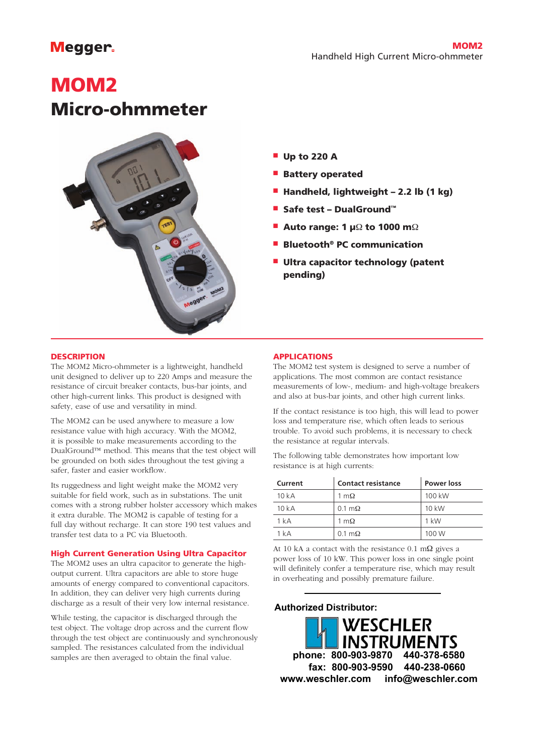Megger.

# MOM2
## Micro-ohmmeter

- **Up to 220 A**
- **Battery operated**
- **Handheld, lightweight – 2.2 lb (1 kg)**
- **Safe test – DualGround™**
- **Auto range: 1 μΩ to 1000 mΩ**
- **Bluetooth® PC communication**
- **Ultra capacitor technology (patent pending)**

### DESCRIPTION

The MOM2 Micro-ohmmeter is a lightweight, handheld unit designed to deliver up to 220 Amps and measure the resistance of circuit breaker contacts, bus-bar joints, and other high-current links. This product is designed with safety, ease of use and versatility in mind.

The MOM2 can be used anywhere to measure a low resistance value with high accuracy. With the MOM2, it is possible to make measurements according to the DualGround™ method. This means that the test object will be grounded on both sides throughout the test giving a safer, faster and easier workflow.

Its ruggedness and light weight make the MOM2 very suitable for field work, such as in substations. The unit comes with a strong rubber holster accessory which makes it extra durable. The MOM2 is capable of testing for a full day without recharge. It can store 190 test values and transfer test data to a PC via Bluetooth.

### High Current Generation Using Ultra Capacitor

The MOM2 uses an ultra capacitor to generate the high-output current. Ultra capacitors are able to store huge amounts of energy compared to conventional capacitors. In addition, they can deliver very high currents during discharge as a result of their very low internal resistance.

While testing, the capacitor is discharged through the test object. The voltage drop across and the current flow through the test object are continuously and synchronously sampled. The resistances calculated from the individual samples are then averaged to obtain the final value.

### APPLICATIONS

The MOM2 test system is designed to serve a number of applications. The most common are contact resistance measurements of low-, medium- and high-voltage breakers and also at bus-bar joints, and other high current links.

If the contact resistance is too high, this will lead to power loss and temperature rise, which often leads to serious trouble. To avoid such problems, it is necessary to check the resistance at regular intervals.

The following table demonstrates how important low resistance is at high currents:

| Current | Contact resistance | Power loss |
|---|---|---|
| 10 kA | 1 mΩ | 100 kW |
| 10 kA | 0.1 mΩ | 10 kW |
| 1 kA | 1 mΩ | 1 kW |
| 1 kA | 0.1 mΩ | 100 W |

At 10 kA a contact with the resistance 0.1 mΩ gives a power loss of 10 kW. This power loss in one single point will definitely confer a temperature rise, which may result in overheating and possibly premature failure.

**Authorized Distributor:**

**WESCHLER INSTRUMENTS**

**phone: 800-903-9870 440-378-6580**
**fax: 800-903-9590 440-238-0660**
**www.weschler.com info@weschler.com**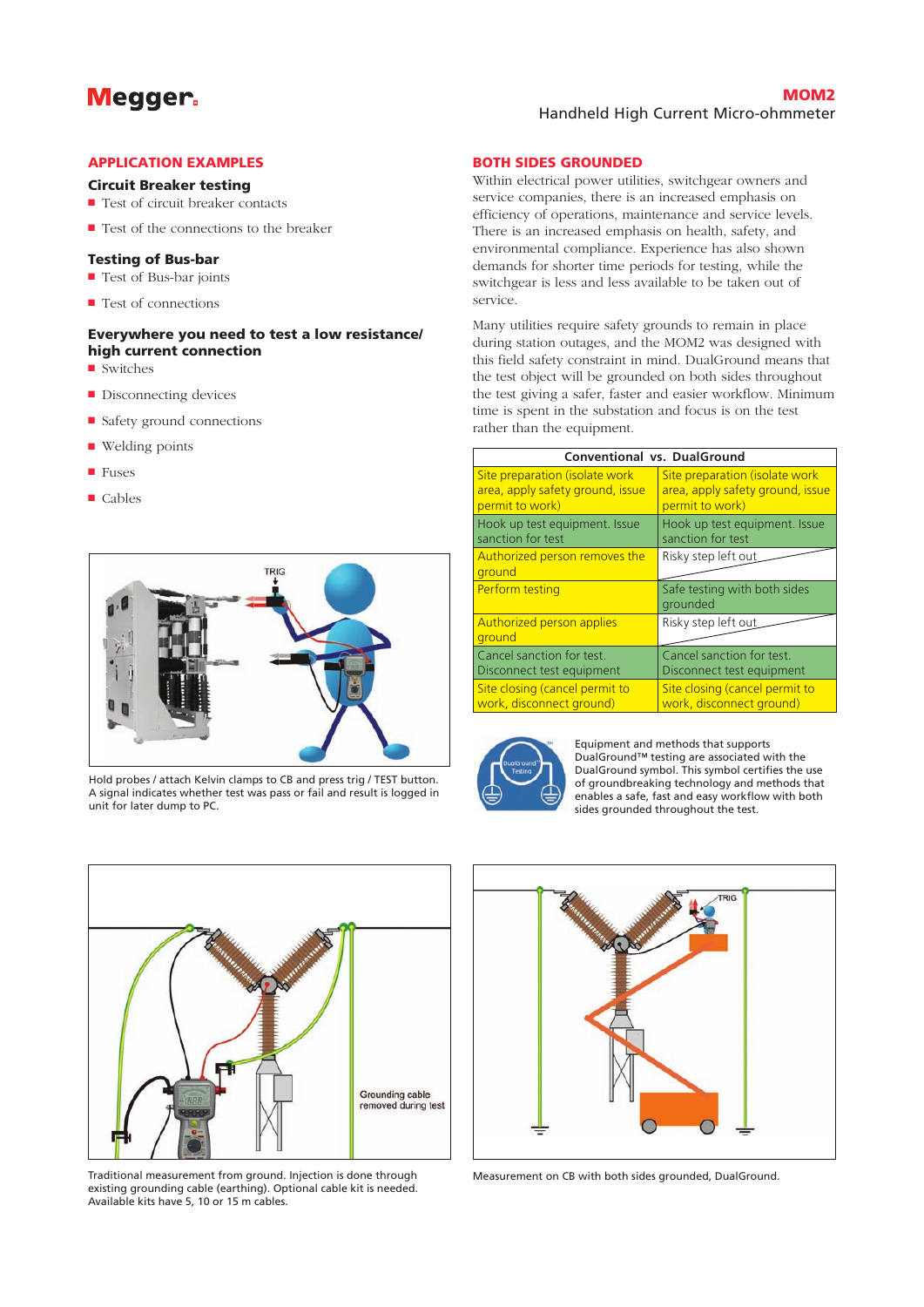## APPLICATION EXAMPLES

### Circuit Breaker testing

- Test of circuit breaker contacts
- Test of the connections to the breaker

### Testing of Bus-bar

- Test of Bus-bar joints
- Test of connections

### Everywhere you need to test a low resistance/ high current connection

- Switches
- Disconnecting devices
- Safety ground connections
- Welding points
- Fuses
- Cables

Hold probes / attach Kelvin clamps to CB and press trig / TEST button. A signal indicates whether test was pass or fail and result is logged in unit for later dump to PC.

## BOTH SIDES GROUNDED

Within electrical power utilities, switchgear owners and service companies, there is an increased emphasis on efficiency of operations, maintenance and service levels. There is an increased emphasis on health, safety, and environmental compliance. Experience has also shown demands for shorter time periods for testing, while the switchgear is less and less available to be taken out of service.

Many utilities require safety grounds to remain in place during station outages, and the MOM2 was designed with this field safety constraint in mind. DualGround means that the test object will be grounded on both sides throughout the test giving a safer, faster and easier workflow. Minimum time is spent in the substation and focus is on the test rather than the equipment.

| Conventional | DualGround |
|---|---|
| Site preparation (isolate work area, apply safety ground, issue permit to work) | Site preparation (isolate work area, apply safety ground, issue permit to work) |
| Hook up test equipment. Issue sanction for test | Hook up test equipment. Issue sanction for test |
| Authorized person removes the ground | Risky step left out |
| Perform testing | Safe testing with both sides grounded |
| Authorized person applies ground | Risky step left out |
| Cancel sanction for test. Disconnect test equipment | Cancel sanction for test. Disconnect test equipment |
| Site closing (cancel permit to work, disconnect ground) | Site closing (cancel permit to work, disconnect ground) |

Equipment and methods that supports DualGround™ testing are associated with the DualGround symbol. This symbol certifies the use of groundbreaking technology and methods that enables a safe, fast and easy workflow with both sides grounded throughout the test.

Grounding cable removed during test

Traditional measurement from ground. Injection is done through existing grounding cable (earthing). Optional cable kit is needed. Available kits have 5, 10 or 15 m cables.

Measurement on CB with both sides grounded, DualGround.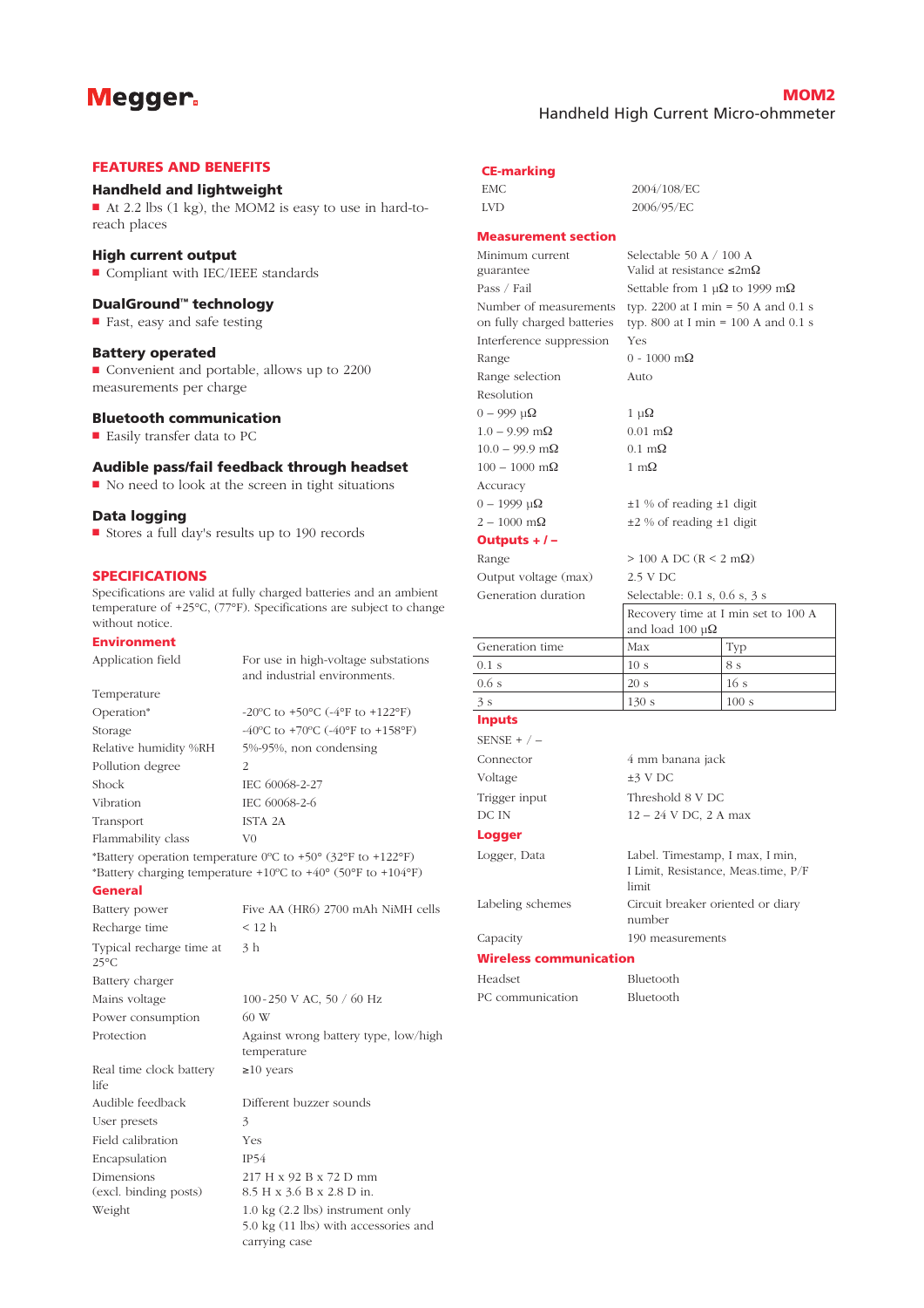# Megger.

## MOM2
Handheld High Current Micro-ohmmeter

## FEATURES AND BENEFITS

### Handheld and lightweight
- At 2.2 lbs (1 kg), the MOM2 is easy to use in hard-to-reach places

### High current output
- Compliant with IEC/IEEE standards

### DualGround™ technology
- Fast, easy and safe testing

### Battery operated
- Convenient and portable, allows up to 2200 measurements per charge

### Bluetooth communication
- Easily transfer data to PC

### Audible pass/fail feedback through headset
- No need to look at the screen in tight situations

### Data logging
- Stores a full day's results up to 190 records

## SPECIFICATIONS

Specifications are valid at fully charged batteries and an ambient temperature of +25°C, (77°F). Specifications are subject to change without notice.

### Environment

| | |
|---|---|
| Application field | For use in high-voltage substations and industrial environments. |
| Temperature | |
| Operation* | -20°C to +50°C (-4°F to +122°F) |
| Storage | -40°C to +70°C (-40°F to +158°F) |
| Relative humidity %RH | 5%-95%, non condensing |
| Pollution degree | 2 |
| Shock | IEC 60068-2-27 |
| Vibration | IEC 60068-2-6 |
| Transport | ISTA 2A |
| Flammability class | V0 |

*Battery operation temperature 0°C to +50° (32°F to +122°F)
*Battery charging temperature +10°C to +40° (50°F to +104°F)

### General

| | |
|---|---|
| Battery power | Five AA (HR6) 2700 mAh NiMH cells |
| Recharge time | < 12 h |
| Typical recharge time at 25°C | 3 h |
| Battery charger | |
| Mains voltage | 100-250 V AC, 50 / 60 Hz |
| Power consumption | 60 W |
| Protection | Against wrong battery type, low/high temperature |
| Real time clock battery life | ≥10 years |
| Audible feedback | Different buzzer sounds |
| User presets | 3 |
| Field calibration | Yes |
| Encapsulation | IP54 |
| Dimensions (excl. binding posts) | 217 H x 92 B x 72 D mm<br>8.5 H x 3.6 B x 2.8 D in. |
| Weight | 1.0 kg (2.2 lbs) instrument only<br>5.0 kg (11 lbs) with accessories and carrying case |

### CE-marking

| | |
|---|---|
| EMC | 2004/108/EC |
| LVD | 2006/95/EC |

### Measurement section

| | |
|---|---|
| Minimum current guarantee | Selectable 50 A / 100 A<br>Valid at resistance ≤2mΩ |
| Pass / Fail | Settable from 1 μΩ to 1999 mΩ |
| Number of measurements on fully charged batteries | typ. 2200 at I min = 50 A and 0.1 s<br>typ. 800 at I min = 100 A and 0.1 s |
| Interference suppression | Yes |
| Range | 0 - 1000 mΩ |
| Range selection | Auto |
| Resolution | |
| 0 – 999 μΩ | 1 μΩ |
| 1.0 – 9.99 mΩ | 0.01 mΩ |
| 10.0 – 99.9 mΩ | 0.1 mΩ |
| 100 – 1000 mΩ | 1 mΩ |
| Accuracy | |
| 0 – 1999 μΩ | ±1 % of reading ±1 digit |
| 2 – 1000 mΩ | ±2 % of reading ±1 digit |

### Outputs + / –

| | |
|---|---|
| Range | > 100 A DC (R < 2 mΩ) |
| Output voltage (max) | 2.5 V DC |
| Generation duration | Selectable: 0.1 s, 0.6 s, 3 s |

| | Recovery time at I min set to 100 A and load 100 μΩ | |
|---|---|---|
| Generation time | Max | Typ |
| 0.1 s | 10 s | 8 s |
| 0.6 s | 20 s | 16 s |
| 3 s | 130 s | 100 s |

### Inputs

| | |
|---|---|
| SENSE + / – | |
| Connector | 4 mm banana jack |
| Voltage | ±3 V DC |
| Trigger input | Threshold 8 V DC |
| DC IN | 12 – 24 V DC, 2 A max |

### Logger

| | |
|---|---|
| Logger, Data | Label. Timestamp, I max, I min, I Limit, Resistance, Meas.time, P/F limit |
| Labeling schemes | Circuit breaker oriented or diary number |
| Capacity | 190 measurements |

### Wireless communication

| | |
|---|---|
| Headset | Bluetooth |
| PC communication | Bluetooth |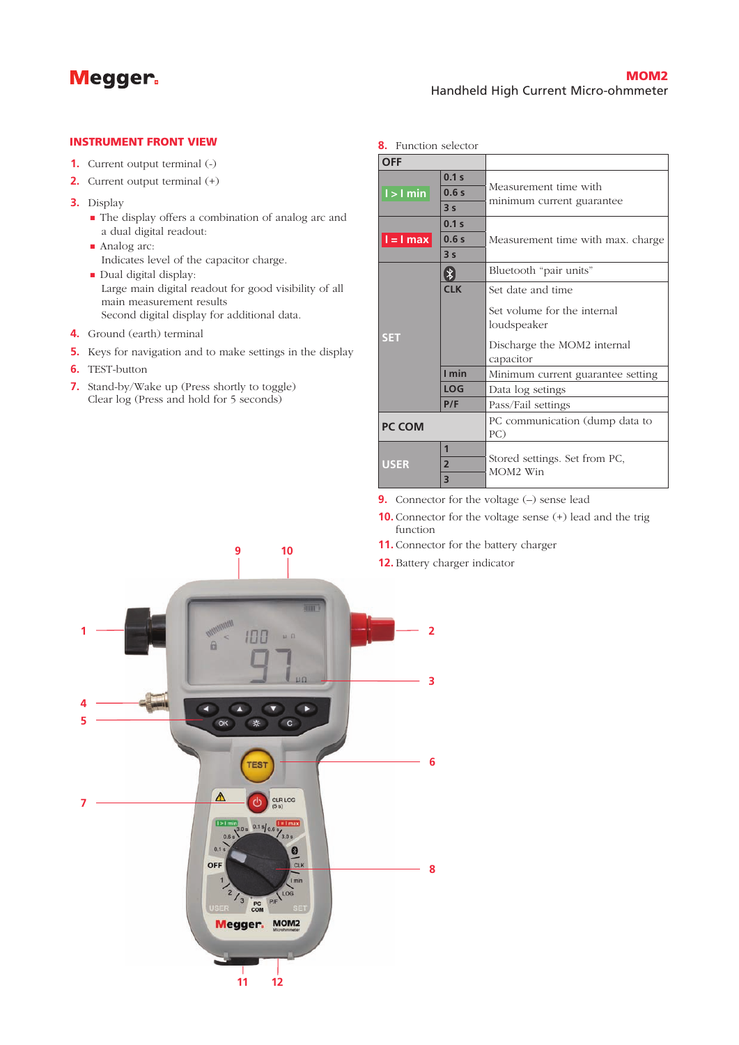## INSTRUMENT FRONT VIEW

1. Current output terminal (-)
2. Current output terminal (+)
3. Display
   - The display offers a combination of analog arc and a dual digital readout:
   - Analog arc:
     Indicates level of the capacitor charge.
   - Dual digital display:
     Large main digital readout for good visibility of all main measurement results
     Second digital display for additional data.
4. Ground (earth) terminal
5. Keys for navigation and to make settings in the display
6. TEST-button
7. Stand-by/Wake up (Press shortly to toggle)
   Clear log (Press and hold for 5 seconds)
8. Function selector

| Position | Setting | Description |
|---|---|---|
| OFF | | |
| I > I min | 0.1 s | Measurement time with minimum current guarantee |
| | 0.6 s | |
| | 3 s | |
| I = I max | 0.1 s | Measurement time with max. charge |
| | 0.6 s | |
| | 3 s | |
| SET | Bluetooth | Bluetooth “pair units” |
| | CLK | Set date and time<br>Set volume for the internal loudspeaker<br>Discharge the MOM2 internal capacitor |
| | I min | Minimum current guarantee setting |
| | LOG | Data log setings |
| | P/F | Pass/Fail settings |
| PC COM | | PC communication (dump data to PC) |
| USER | 1 | Stored settings. Set from PC, MOM2 Win |
| | 2 | |
| | 3 | |

9. Connector for the voltage (–) sense lead
10. Connector for the voltage sense (+) lead and the trig function
11. Connector for the battery charger
12. Battery charger indicator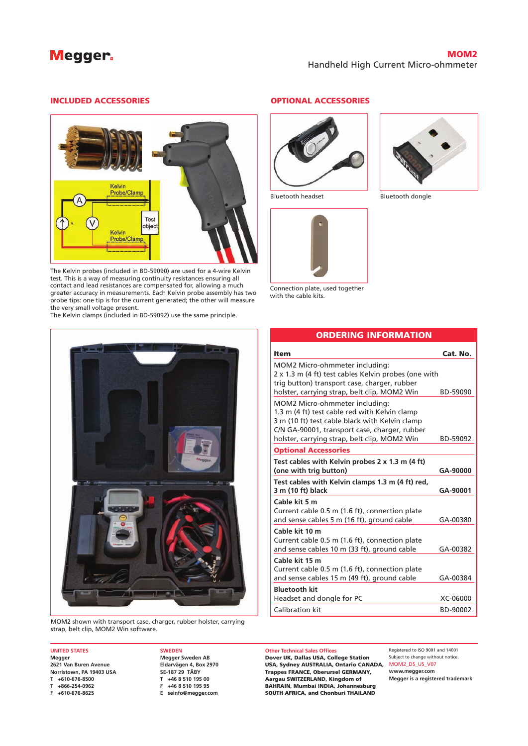# INCLUDED ACCESSORIES

Kelvin Probe/Clamp

Test object

Kelvin Probe/Clamp

The Kelvin probes (included in BD-59090) are used for a 4-wire Kelvin test. This is a way of measuring continuity resistances ensuring all contact and lead resistances are compensated for, allowing a much greater accuracy in measurements. Each Kelvin probe assembly has two probe tips: one tip is for the current generated; the other will measure the very small voltage present.
The Kelvin clamps (included in BD-59092) use the same principle.

MOM2 shown with transport case, charger, rubber holster, carrying strap, belt clip, MOM2 Win software.

# OPTIONAL ACCESSORIES

Bluetooth headset

Bluetooth dongle

Connection plate, used together with the cable kits.

## ORDERING INFORMATION

| Item | Cat. No. |
|---|---|
| MOM2 Micro-ohmmeter including:<br>2 x 1.3 m (4 ft) test cables Kelvin probes (one with trig button) transport case, charger, rubber holster, carrying strap, belt clip, MOM2 Win | BD-59090 |
| MOM2 Micro-ohmmeter including:<br>1.3 m (4 ft) test cable red with Kelvin clamp<br>3 m (10 ft) test cable black with Kelvin clamp<br>C/N GA-90001, transport case, charger, rubber holster, carrying strap, belt clip, MOM2 Win | BD-59092 |
| **Optional Accessories** | |
| **Test cables with Kelvin probes 2 x 1.3 m (4 ft) (one with trig button)** | **GA-90000** |
| **Test cables with Kelvin clamps 1.3 m (4 ft) red, 3 m (10 ft) black** | **GA-90001** |
| **Cable kit 5 m**<br>Current cable 0.5 m (1.6 ft), connection plate and sense cables 5 m (16 ft), ground cable | GA-00380 |
| **Cable kit 10 m**<br>Current cable 0.5 m (1.6 ft), connection plate and sense cables 10 m (33 ft), ground cable | GA-00382 |
| **Cable kit 15 m**<br>Current cable 0.5 m (1.6 ft), connection plate and sense cables 15 m (49 ft), ground cable | GA-00384 |
| **Bluetooth kit**<br>Headset and dongle for PC | XC-06000 |
| Calibration kit | BD-90002 |

**UNITED STATES**
Megger
2621 Van Buren Avenue
Norristown, PA 19403 USA
T +610-676-8500
T +866-254-0962
F +610-676-8625

**SWEDEN**
Megger Sweden AB
Eldarvägen 4, Box 2970
SE-187 29 TÄBY
T +46 8 510 195 00
F +46 8 510 195 95
E seinfo@megger.com

**Other Technical Sales Offices**
Dover UK, Dallas USA, College Station USA, Sydney AUSTRALIA, Ontario CANADA, Trappes FRANCE, Oberursel GERMANY, Aargau SWITZERLAND, Kingdom of BAHRAIN, Mumbai INDIA, Johannesburg SOUTH AFRICA, and Chonburi THAILAND

Registered to ISO 9001 and 14001
Subject to change without notice.
MOM2_DS_US_V07
www.megger.com
Megger is a registered trademark